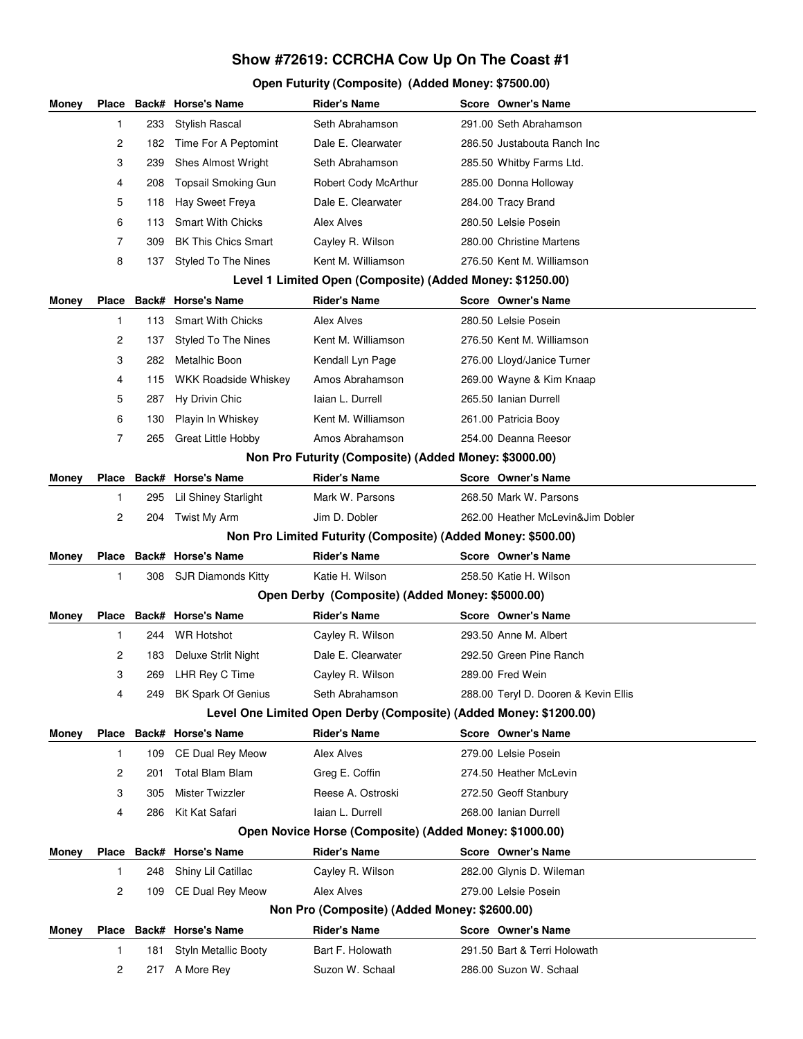# Show #72619: CCRCHA Cow Up On The Coast #1

## Open Futurity (Composite) (Added Money: $7500.00)

| Money | Place | Back# | Horse's Name | Rider's Name | Score | Owner's Name |
|---|---|---|---|---|---|---|
| | 1 | 233 | Stylish Rascal | Seth Abrahamson | 291.00 | Seth Abrahamson |
| | 2 | 182 | Time For A Peptomint | Dale E. Clearwater | 286.50 | Justabouta Ranch Inc |
| | 3 | 239 | Shes Almost Wright | Seth Abrahamson | 285.50 | Whitby Farms Ltd. |
| | 4 | 208 | Topsail Smoking Gun | Robert Cody McArthur | 285.00 | Donna Holloway |
| | 5 | 118 | Hay Sweet Freya | Dale E. Clearwater | 284.00 | Tracy Brand |
| | 6 | 113 | Smart With Chicks | Alex Alves | 280.50 | Lelsie Posein |
| | 7 | 309 | BK This Chics Smart | Cayley R. Wilson | 280.00 | Christine Martens |
| | 8 | 137 | Styled To The Nines | Kent M. Williamson | 276.50 | Kent M. Williamson |

## Level 1 Limited Open (Composite) (Added Money: $1250.00)

| Money | Place | Back# | Horse's Name | Rider's Name | Score | Owner's Name |
|---|---|---|---|---|---|---|
| | 1 | 113 | Smart With Chicks | Alex Alves | 280.50 | Lelsie Posein |
| | 2 | 137 | Styled To The Nines | Kent M. Williamson | 276.50 | Kent M. Williamson |
| | 3 | 282 | Metalhic Boon | Kendall Lyn Page | 276.00 | Lloyd/Janice Turner |
| | 4 | 115 | WKK Roadside Whiskey | Amos Abrahamson | 269.00 | Wayne & Kim Knaap |
| | 5 | 287 | Hy Drivin Chic | Iaian L. Durrell | 265.50 | Ianian Durrell |
| | 6 | 130 | Playin In Whiskey | Kent M. Williamson | 261.00 | Patricia Booy |
| | 7 | 265 | Great Little Hobby | Amos Abrahamson | 254.00 | Deanna Reesor |

## Non Pro Futurity (Composite) (Added Money: $3000.00)

| Money | Place | Back# | Horse's Name | Rider's Name | Score | Owner's Name |
|---|---|---|---|---|---|---|
| | 1 | 295 | Lil Shiney Starlight | Mark W. Parsons | 268.50 | Mark W. Parsons |
| | 2 | 204 | Twist My Arm | Jim D. Dobler | 262.00 | Heather McLevin&Jim Dobler |

## Non Pro Limited Futurity (Composite) (Added Money: $500.00)

| Money | Place | Back# | Horse's Name | Rider's Name | Score | Owner's Name |
|---|---|---|---|---|---|---|
| | 1 | 308 | SJR Diamonds Kitty | Katie H. Wilson | 258.50 | Katie H. Wilson |

## Open Derby (Composite) (Added Money: $5000.00)

| Money | Place | Back# | Horse's Name | Rider's Name | Score | Owner's Name |
|---|---|---|---|---|---|---|
| | 1 | 244 | WR Hotshot | Cayley R. Wilson | 293.50 | Anne M. Albert |
| | 2 | 183 | Deluxe Strlit Night | Dale E. Clearwater | 292.50 | Green Pine Ranch |
| | 3 | 269 | LHR Rey C Time | Cayley R. Wilson | 289.00 | Fred Wein |
| | 4 | 249 | BK Spark Of Genius | Seth Abrahamson | 288.00 | Teryl D. Dooren & Kevin Ellis |

## Level One Limited Open Derby (Composite) (Added Money: $1200.00)

| Money | Place | Back# | Horse's Name | Rider's Name | Score | Owner's Name |
|---|---|---|---|---|---|---|
| | 1 | 109 | CE Dual Rey Meow | Alex Alves | 279.00 | Lelsie Posein |
| | 2 | 201 | Total Blam Blam | Greg E. Coffin | 274.50 | Heather McLevin |
| | 3 | 305 | Mister Twizzler | Reese A. Ostroski | 272.50 | Geoff Stanbury |
| | 4 | 286 | Kit Kat Safari | Iaian L. Durrell | 268.00 | Ianian Durrell |

## Open Novice Horse (Composite) (Added Money: $1000.00)

| Money | Place | Back# | Horse's Name | Rider's Name | Score | Owner's Name |
|---|---|---|---|---|---|---|
| | 1 | 248 | Shiny Lil Catillac | Cayley R. Wilson | 282.00 | Glynis D. Wileman |
| | 2 | 109 | CE Dual Rey Meow | Alex Alves | 279.00 | Lelsie Posein |

## Non Pro (Composite) (Added Money: $2600.00)

| Money | Place | Back# | Horse's Name | Rider's Name | Score | Owner's Name |
|---|---|---|---|---|---|---|
| | 1 | 181 | Styln Metallic Booty | Bart F. Holowath | 291.50 | Bart & Terri Holowath |
| | 2 | 217 | A More Rey | Suzon W. Schaal | 286.00 | Suzon W. Schaal |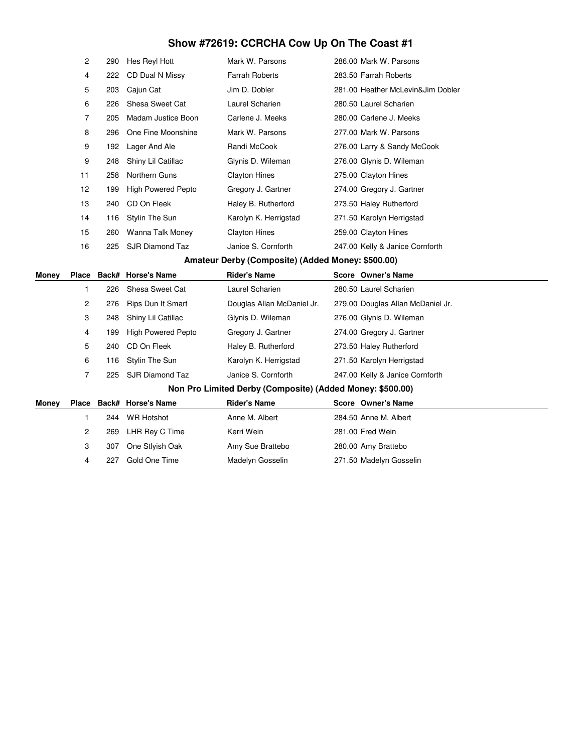# Show #72619: CCRCHA Cow Up On The Coast #1

| Money | Place | Back# | Horse's Name | Rider's Name | Score | Owner's Name |
|---|---|---|---|---|---|---|
| | 2 | 290 | Hes Reyl Hott | Mark W. Parsons | 286.00 | Mark W. Parsons |
| | 4 | 222 | CD Dual N Missy | Farrah Roberts | 283.50 | Farrah Roberts |
| | 5 | 203 | Cajun Cat | Jim D. Dobler | 281.00 | Heather McLevin&Jim Dobler |
| | 6 | 226 | Shesa Sweet Cat | Laurel Scharien | 280.50 | Laurel Scharien |
| | 7 | 205 | Madam Justice Boon | Carlene J. Meeks | 280.00 | Carlene J. Meeks |
| | 8 | 296 | One Fine Moonshine | Mark W. Parsons | 277.00 | Mark W. Parsons |
| | 9 | 192 | Lager And Ale | Randi McCook | 276.00 | Larry & Sandy McCook |
| | 9 | 248 | Shiny Lil Catillac | Glynis D. Wileman | 276.00 | Glynis D. Wileman |
| | 11 | 258 | Northern Guns | Clayton Hines | 275.00 | Clayton Hines |
| | 12 | 199 | High Powered Pepto | Gregory J. Gartner | 274.00 | Gregory J. Gartner |
| | 13 | 240 | CD On Fleek | Haley B. Rutherford | 273.50 | Haley Rutherford |
| | 14 | 116 | Stylin The Sun | Karolyn K. Herrigstad | 271.50 | Karolyn Herrigstad |
| | 15 | 260 | Wanna Talk Money | Clayton Hines | 259.00 | Clayton Hines |
| | 16 | 225 | SJR Diamond Taz | Janice S. Cornforth | 247.00 | Kelly & Janice Cornforth |

## Amateur Derby (Composite) (Added Money: $500.00)

| Money | Place | Back# | Horse's Name | Rider's Name | Score | Owner's Name |
|---|---|---|---|---|---|---|
| | 1 | 226 | Shesa Sweet Cat | Laurel Scharien | 280.50 | Laurel Scharien |
| | 2 | 276 | Rips Dun It Smart | Douglas Allan McDaniel Jr. | 279.00 | Douglas Allan McDaniel Jr. |
| | 3 | 248 | Shiny Lil Catillac | Glynis D. Wileman | 276.00 | Glynis D. Wileman |
| | 4 | 199 | High Powered Pepto | Gregory J. Gartner | 274.00 | Gregory J. Gartner |
| | 5 | 240 | CD On Fleek | Haley B. Rutherford | 273.50 | Haley Rutherford |
| | 6 | 116 | Stylin The Sun | Karolyn K. Herrigstad | 271.50 | Karolyn Herrigstad |
| | 7 | 225 | SJR Diamond Taz | Janice S. Cornforth | 247.00 | Kelly & Janice Cornforth |

## Non Pro Limited Derby (Composite) (Added Money: $500.00)

| Money | Place | Back# | Horse's Name | Rider's Name | Score | Owner's Name |
|---|---|---|---|---|---|---|
| | 1 | 244 | WR Hotshot | Anne M. Albert | 284.50 | Anne M. Albert |
| | 2 | 269 | LHR Rey C Time | Kerri Wein | 281.00 | Fred Wein |
| | 3 | 307 | One Stlyish Oak | Amy Sue Brattebo | 280.00 | Amy Brattebo |
| | 4 | 227 | Gold One Time | Madelyn Gosselin | 271.50 | Madelyn Gosselin |